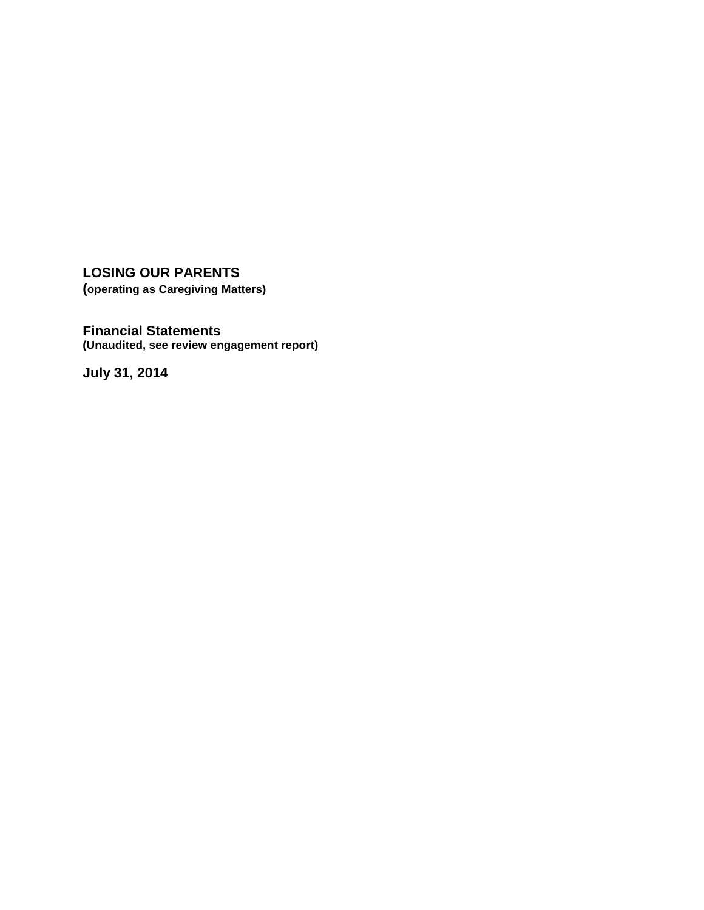# LOSING OUR PARENTS

**(operating as Caregiving Matters)**

## Financial Statements

**(Unaudited, see review engagement report)**

**July 31, 2014**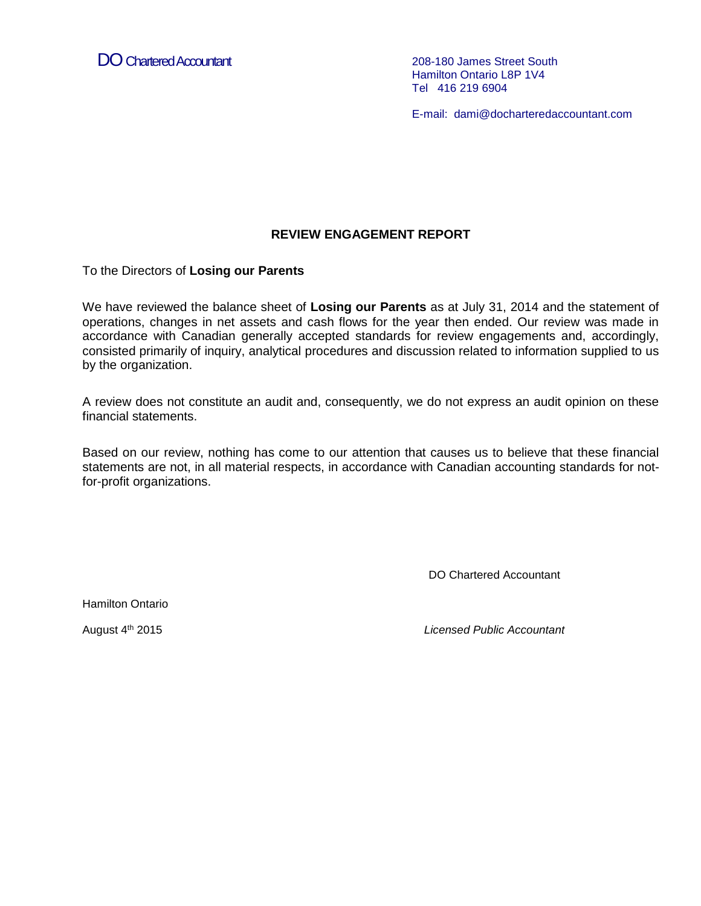DO Chartered Accountant

208-180 James Street South
Hamilton Ontario L8P 1V4
Tel 416 219 6904

E-mail: dami@docharteredaccountant.com

## REVIEW ENGAGEMENT REPORT

To the Directors of **Losing our Parents**

We have reviewed the balance sheet of **Losing our Parents** as at July 31, 2014 and the statement of operations, changes in net assets and cash flows for the year then ended. Our review was made in accordance with Canadian generally accepted standards for review engagements and, accordingly, consisted primarily of inquiry, analytical procedures and discussion related to information supplied to us by the organization.

A review does not constitute an audit and, consequently, we do not express an audit opinion on these financial statements.

Based on our review, nothing has come to our attention that causes us to believe that these financial statements are not, in all material respects, in accordance with Canadian accounting standards for not-for-profit organizations.

DO Chartered Accountant

Hamilton Ontario

August 4th 2015

*Licensed Public Accountant*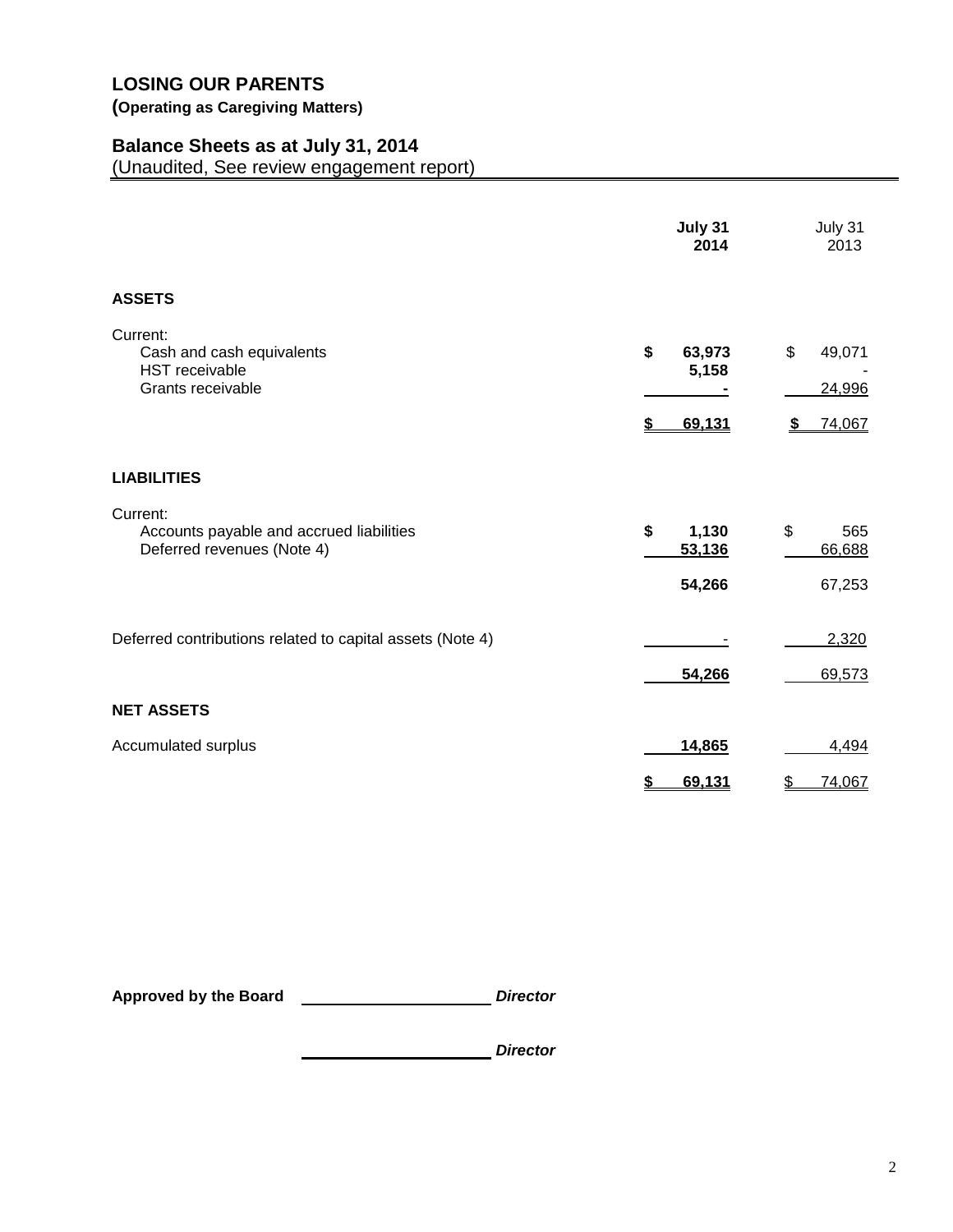# LOSING OUR PARENTS

**(Operating as Caregiving Matters)**

## Balance Sheets as at July 31, 2014

(Unaudited, See review engagement report)

| | **July 31 2014** | July 31 2013 |
|---|---|---|
| **ASSETS** | | |
| Current: | | |
| Cash and cash equivalents | **$ 63,973** | $ 49,071 |
| HST receivable | **5,158** | - |
| Grants receivable | **-** | 24,996 |
| | **$ 69,131** | $ 74,067 |
| **LIABILITIES** | | |
| Current: | | |
| Accounts payable and accrued liabilities | **$ 1,130** | $ 565 |
| Deferred revenues (Note 4) | **53,136** | 66,688 |
| | **54,266** | 67,253 |
| Deferred contributions related to capital assets (Note 4) | **-** | 2,320 |
| | **54,266** | 69,573 |
| **NET ASSETS** | | |
| Accumulated surplus | **14,865** | 4,494 |
| | **$ 69,131** | $ 74,067 |

**Approved by the Board** \_\_\_\_\_\_\_\_\_\_\_\_\_\_\_\_\_\_\_\_ ***Director***

\_\_\_\_\_\_\_\_\_\_\_\_\_\_\_\_\_\_\_\_ ***Director***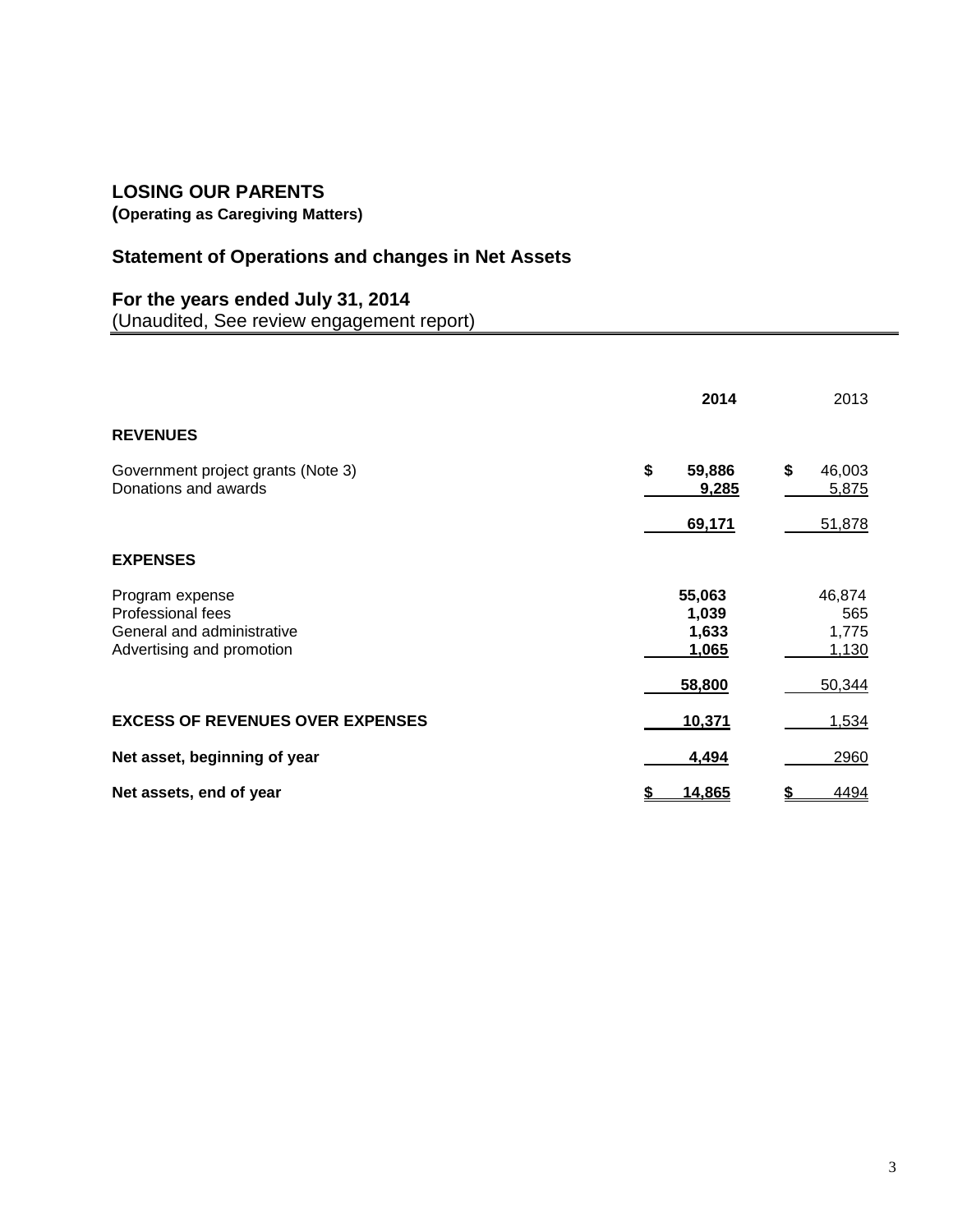## LOSING OUR PARENTS

**(Operating as Caregiving Matters)**

## Statement of Operations and changes in Net Assets

### For the years ended July 31, 2014

(Unaudited, See review engagement report)

| | 2014 | 2013 |
|---|---|---|
| **REVENUES** | | |
| Government project grants (Note 3) | $ 59,886 | $ 46,003 |
| Donations and awards | 9,285 | 5,875 |
| | 69,171 | 51,878 |
| **EXPENSES** | | |
| Program expense | 55,063 | 46,874 |
| Professional fees | 1,039 | 565 |
| General and administrative | 1,633 | 1,775 |
| Advertising and promotion | 1,065 | 1,130 |
| | 58,800 | 50,344 |
| **EXCESS OF REVENUES OVER EXPENSES** | 10,371 | 1,534 |
| **Net asset, beginning of year** | 4,494 | 2960 |
| **Net assets, end of year** | $ 14,865 | $ 4494 |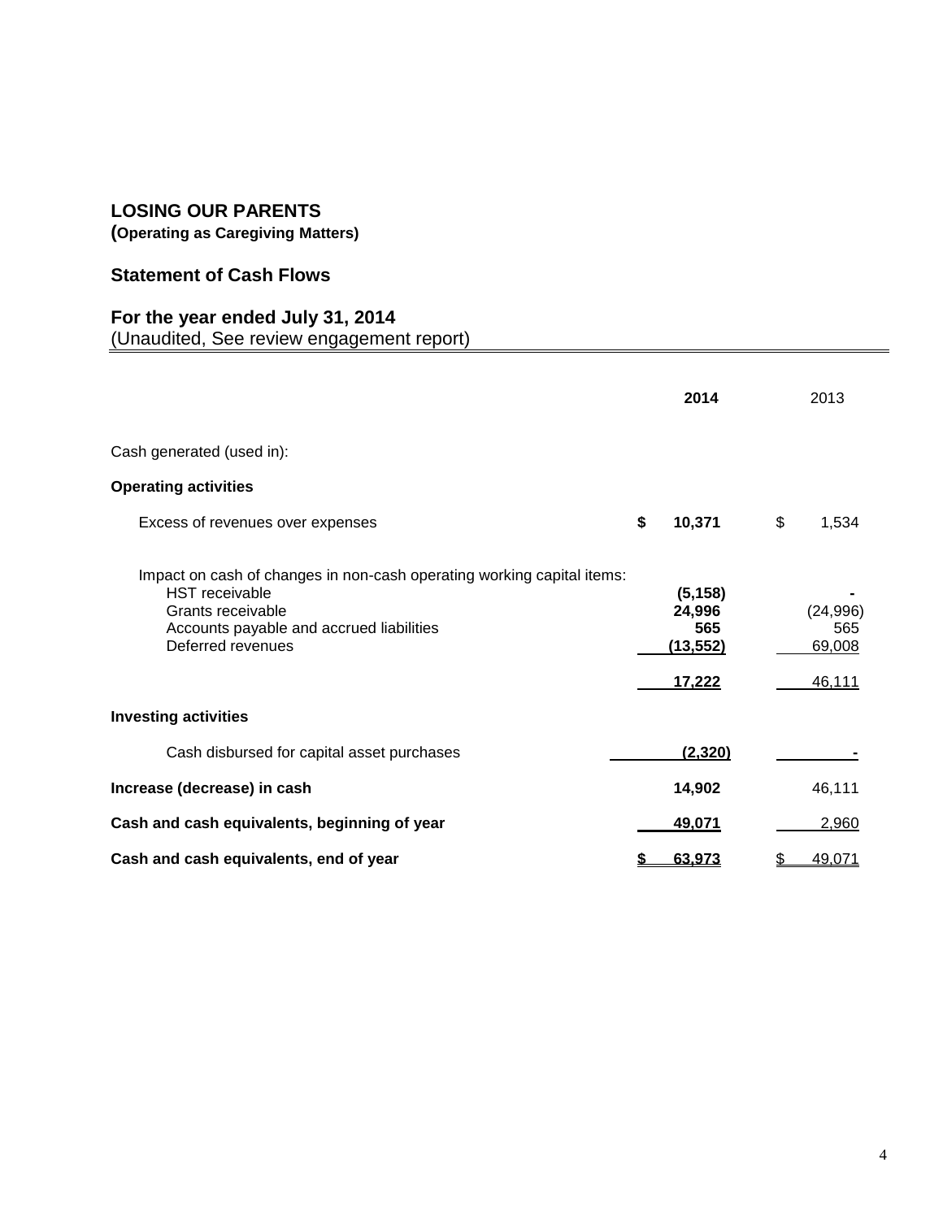# LOSING OUR PARENTS

**(Operating as Caregiving Matters)**

## Statement of Cash Flows

**For the year ended July 31, 2014**
(Unaudited, See review engagement report)

| | **2014** | 2013 |
|---|---|---|
| Cash generated (used in): | | |
| **Operating activities** | | |
| Excess of revenues over expenses | **$ 10,371** | $ 1,534 |
| Impact on cash of changes in non-cash operating working capital items: | | |
| HST receivable | **(5,158)** | - |
| Grants receivable | **24,996** | (24,996) |
| Accounts payable and accrued liabilities | **565** | 565 |
| Deferred revenues | **(13,552)** | 69,008 |
| | **17,222** | 46,111 |
| **Investing activities** | | |
| Cash disbursed for capital asset purchases | **(2,320)** | - |
| **Increase (decrease) in cash** | **14,902** | 46,111 |
| **Cash and cash equivalents, beginning of year** | **49,071** | 2,960 |
| **Cash and cash equivalents, end of year** | **$ 63,973** | $ 49,071 |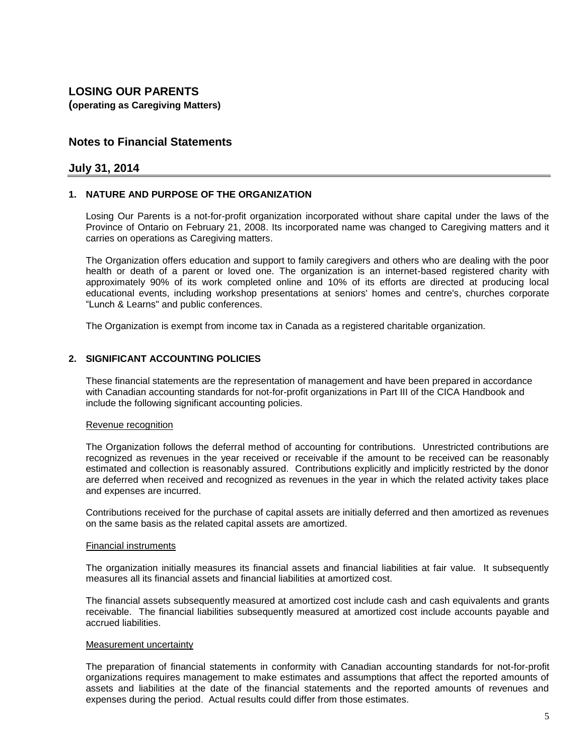# LOSING OUR PARENTS

**(operating as Caregiving Matters)**

## Notes to Financial Statements

## July 31, 2014

### 1. NATURE AND PURPOSE OF THE ORGANIZATION

Losing Our Parents is a not-for-profit organization incorporated without share capital under the laws of the Province of Ontario on February 21, 2008. Its incorporated name was changed to Caregiving matters and it carries on operations as Caregiving matters.

The Organization offers education and support to family caregivers and others who are dealing with the poor health or death of a parent or loved one. The organization is an internet-based registered charity with approximately 90% of its work completed online and 10% of its efforts are directed at producing local educational events, including workshop presentations at seniors' homes and centre's, churches corporate "Lunch & Learns" and public conferences.

The Organization is exempt from income tax in Canada as a registered charitable organization.

### 2. SIGNIFICANT ACCOUNTING POLICIES

These financial statements are the representation of management and have been prepared in accordance with Canadian accounting standards for not-for-profit organizations in Part III of the CICA Handbook and include the following significant accounting policies.

Revenue recognition

The Organization follows the deferral method of accounting for contributions. Unrestricted contributions are recognized as revenues in the year received or receivable if the amount to be received can be reasonably estimated and collection is reasonably assured. Contributions explicitly and implicitly restricted by the donor are deferred when received and recognized as revenues in the year in which the related activity takes place and expenses are incurred.

Contributions received for the purchase of capital assets are initially deferred and then amortized as revenues on the same basis as the related capital assets are amortized.

Financial instruments

The organization initially measures its financial assets and financial liabilities at fair value. It subsequently measures all its financial assets and financial liabilities at amortized cost.

The financial assets subsequently measured at amortized cost include cash and cash equivalents and grants receivable. The financial liabilities subsequently measured at amortized cost include accounts payable and accrued liabilities.

Measurement uncertainty

The preparation of financial statements in conformity with Canadian accounting standards for not-for-profit organizations requires management to make estimates and assumptions that affect the reported amounts of assets and liabilities at the date of the financial statements and the reported amounts of revenues and expenses during the period. Actual results could differ from those estimates.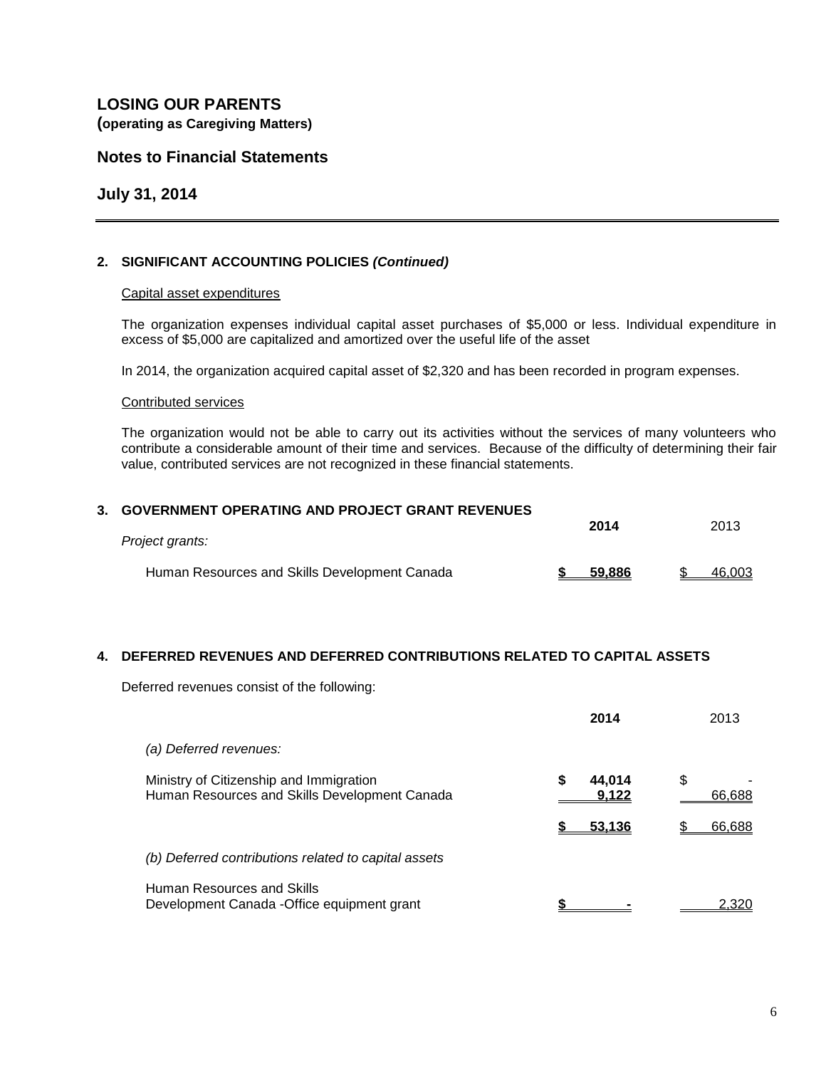# LOSING OUR PARENTS
**(operating as Caregiving Matters)**

## Notes to Financial Statements

## July 31, 2014

### 2. SIGNIFICANT ACCOUNTING POLICIES *(Continued)*

Capital asset expenditures

The organization expenses individual capital asset purchases of $5,000 or less. Individual expenditure in excess of $5,000 are capitalized and amortized over the useful life of the asset

In 2014, the organization acquired capital asset of $2,320 and has been recorded in program expenses.

Contributed services

The organization would not be able to carry out its activities without the services of many volunteers who contribute a considerable amount of their time and services. Because of the difficulty of determining their fair value, contributed services are not recognized in these financial statements.

### 3. GOVERNMENT OPERATING AND PROJECT GRANT REVENUES

| | **2014** | 2013 |
|---|---|---|
| *Project grants:* | | |
| Human Resources and Skills Development Canada | **$ 59,886** | $ 46,003 |

### 4. DEFERRED REVENUES AND DEFERRED CONTRIBUTIONS RELATED TO CAPITAL ASSETS

Deferred revenues consist of the following:

| | **2014** | 2013 |
|---|---|---|
| *(a) Deferred revenues:* | | |
| Ministry of Citizenship and Immigration | **$ 44,014** | $ - |
| Human Resources and Skills Development Canada | **9,122** | 66,688 |
| | **$ 53,136** | $ 66,688 |
| *(b) Deferred contributions related to capital assets* | | |
| Human Resources and Skills Development Canada -Office equipment grant | **$ -** | 2,320 |